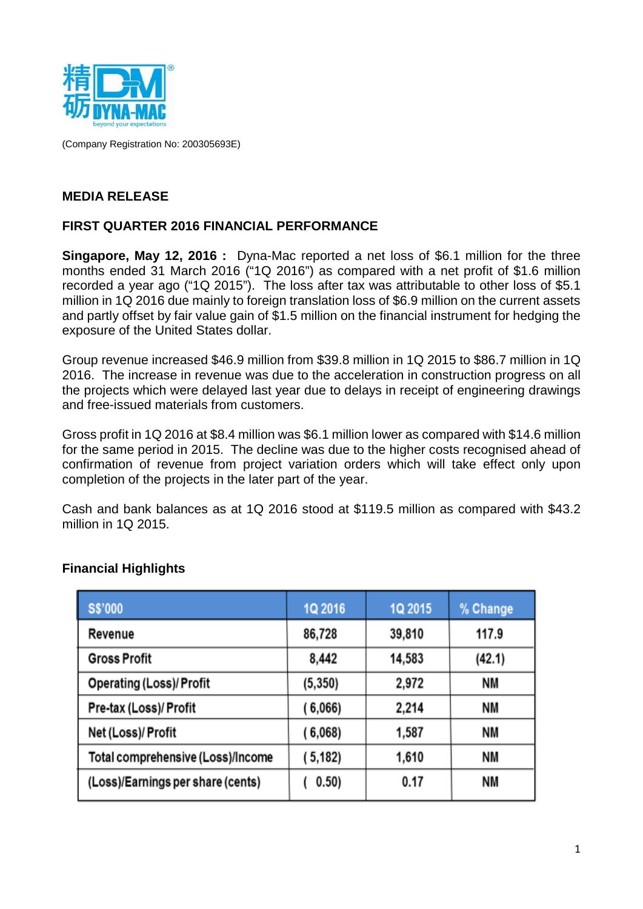(Company Registration No: 200305693E)

## MEDIA RELEASE

## FIRST QUARTER 2016 FINANCIAL PERFORMANCE

**Singapore, May 12, 2016 :** Dyna-Mac reported a net loss of $6.1 million for the three months ended 31 March 2016 ("1Q 2016") as compared with a net profit of $1.6 million recorded a year ago ("1Q 2015"). The loss after tax was attributable to other loss of $5.1 million in 1Q 2016 due mainly to foreign translation loss of $6.9 million on the current assets and partly offset by fair value gain of $1.5 million on the financial instrument for hedging the exposure of the United States dollar.

Group revenue increased $46.9 million from $39.8 million in 1Q 2015 to $86.7 million in 1Q 2016. The increase in revenue was due to the acceleration in construction progress on all the projects which were delayed last year due to delays in receipt of engineering drawings and free-issued materials from customers.

Gross profit in 1Q 2016 at $8.4 million was $6.1 million lower as compared with $14.6 million for the same period in 2015. The decline was due to the higher costs recognised ahead of confirmation of revenue from project variation orders which will take effect only upon completion of the projects in the later part of the year.

Cash and bank balances as at 1Q 2016 stood at $119.5 million as compared with $43.2 million in 1Q 2015.

### Financial Highlights

| S$'000 | 1Q 2016 | 1Q 2015 | % Change |
|---|---|---|---|
| Revenue | 86,728 | 39,810 | 117.9 |
| Gross Profit | 8,442 | 14,583 | (42.1) |
| Operating (Loss)/ Profit | (5,350) | 2,972 | NM |
| Pre-tax (Loss)/ Profit | ( 6,066) | 2,214 | NM |
| Net (Loss)/ Profit | ( 6,068) | 1,587 | NM |
| Total comprehensive (Loss)/Income | ( 5,182) | 1,610 | NM |
| (Loss)/Earnings per share (cents) | ( 0.50) | 0.17 | NM |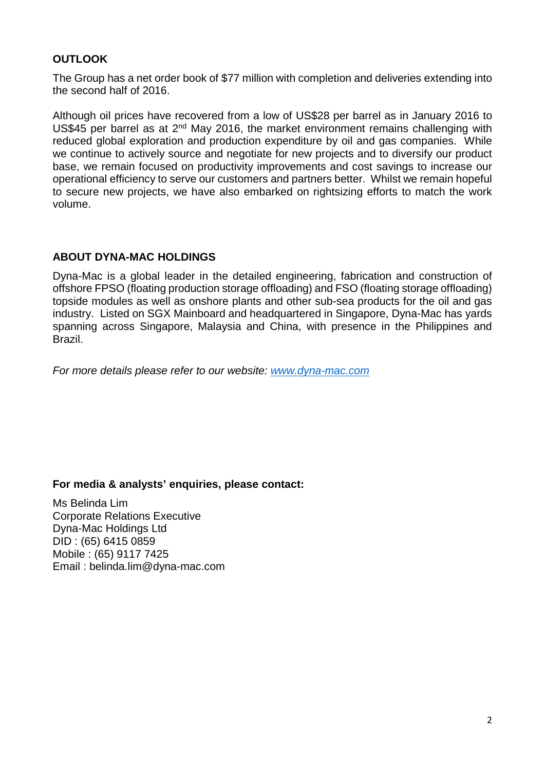## OUTLOOK

The Group has a net order book of $77 million with completion and deliveries extending into the second half of 2016.

Although oil prices have recovered from a low of US$28 per barrel as in January 2016 to US$45 per barrel as at 2nd May 2016, the market environment remains challenging with reduced global exploration and production expenditure by oil and gas companies. While we continue to actively source and negotiate for new projects and to diversify our product base, we remain focused on productivity improvements and cost savings to increase our operational efficiency to serve our customers and partners better. Whilst we remain hopeful to secure new projects, we have also embarked on rightsizing efforts to match the work volume.

## ABOUT DYNA-MAC HOLDINGS

Dyna-Mac is a global leader in the detailed engineering, fabrication and construction of offshore FPSO (floating production storage offloading) and FSO (floating storage offloading) topside modules as well as onshore plants and other sub-sea products for the oil and gas industry. Listed on SGX Mainboard and headquartered in Singapore, Dyna-Mac has yards spanning across Singapore, Malaysia and China, with presence in the Philippines and Brazil.

*For more details please refer to our website: [www.dyna-mac.com](http://www.dyna-mac.com)*

**For media & analysts' enquiries, please contact:**

Ms Belinda Lim
Corporate Relations Executive
Dyna-Mac Holdings Ltd
DID : (65) 6415 0859
Mobile : (65) 9117 7425
Email : belinda.lim@dyna-mac.com